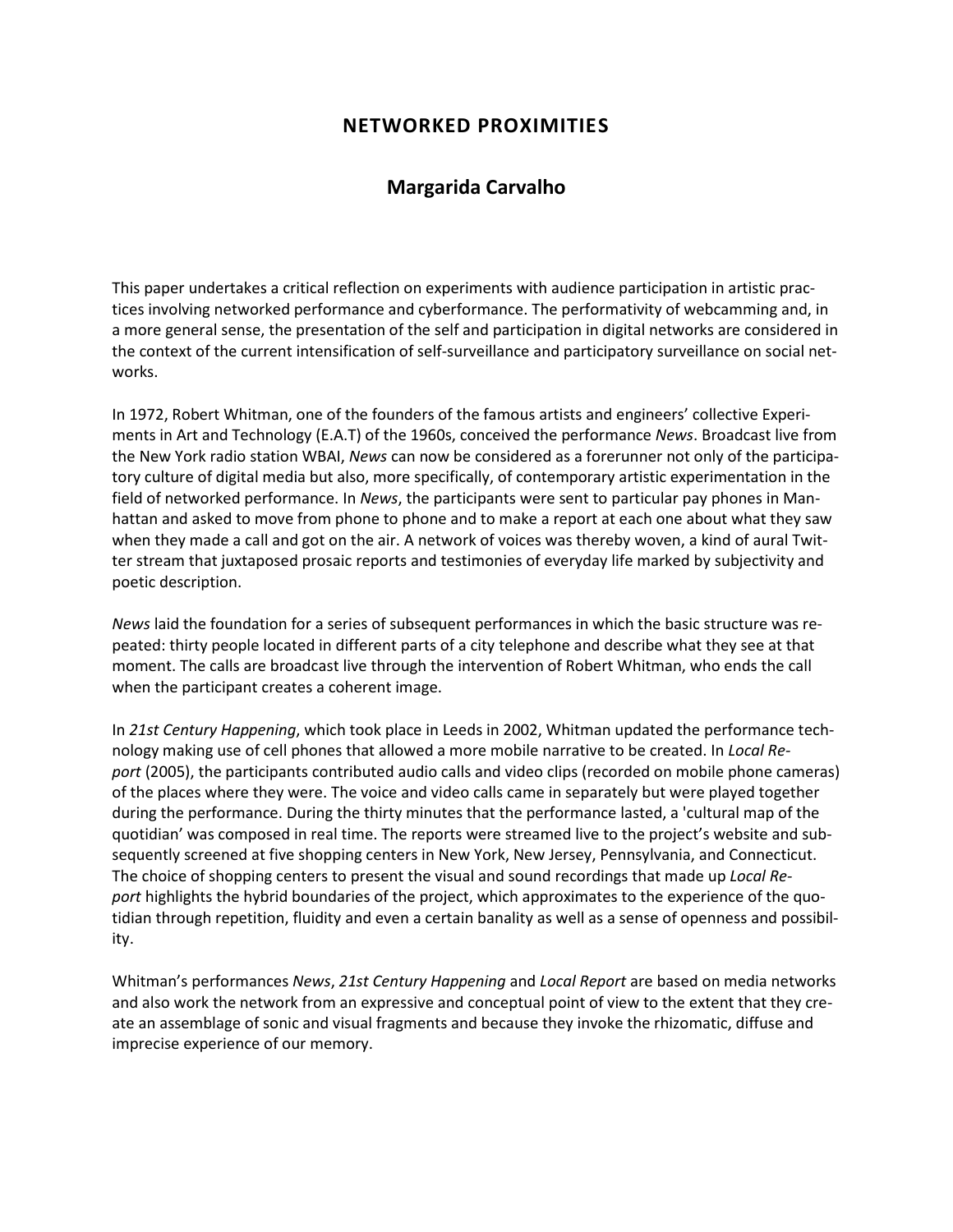# NETWORKED PROXIMITIES

## Margarida Carvalho

This paper undertakes a critical reflection on experiments with audience participation in artistic practices involving networked performance and cyberformance. The performativity of webcamming and, in a more general sense, the presentation of the self and participation in digital networks are considered in the context of the current intensification of self-surveillance and participatory surveillance on social networks.

In 1972, Robert Whitman, one of the founders of the famous artists and engineers' collective Experiments in Art and Technology (E.A.T) of the 1960s, conceived the performance *News*. Broadcast live from the New York radio station WBAI, *News* can now be considered as a forerunner not only of the participatory culture of digital media but also, more specifically, of contemporary artistic experimentation in the field of networked performance. In *News*, the participants were sent to particular pay phones in Manhattan and asked to move from phone to phone and to make a report at each one about what they saw when they made a call and got on the air. A network of voices was thereby woven, a kind of aural Twitter stream that juxtaposed prosaic reports and testimonies of everyday life marked by subjectivity and poetic description.

*News* laid the foundation for a series of subsequent performances in which the basic structure was repeated: thirty people located in different parts of a city telephone and describe what they see at that moment. The calls are broadcast live through the intervention of Robert Whitman, who ends the call when the participant creates a coherent image.

In *21st Century Happening*, which took place in Leeds in 2002, Whitman updated the performance technology making use of cell phones that allowed a more mobile narrative to be created. In *Local Report* (2005), the participants contributed audio calls and video clips (recorded on mobile phone cameras) of the places where they were. The voice and video calls came in separately but were played together during the performance. During the thirty minutes that the performance lasted, a 'cultural map of the quotidian' was composed in real time. The reports were streamed live to the project's website and subsequently screened at five shopping centers in New York, New Jersey, Pennsylvania, and Connecticut. The choice of shopping centers to present the visual and sound recordings that made up *Local Report* highlights the hybrid boundaries of the project, which approximates to the experience of the quotidian through repetition, fluidity and even a certain banality as well as a sense of openness and possibility.

Whitman's performances *News*, *21st Century Happening* and *Local Report* are based on media networks and also work the network from an expressive and conceptual point of view to the extent that they create an assemblage of sonic and visual fragments and because they invoke the rhizomatic, diffuse and imprecise experience of our memory.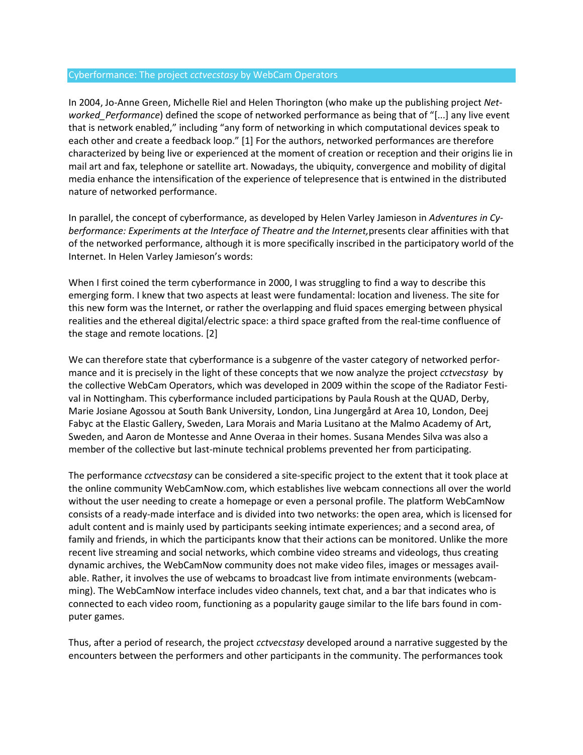## Cyberformance: The project *cctvecstasy* by WebCam Operators

In 2004, Jo-Anne Green, Michelle Riel and Helen Thorington (who make up the publishing project *Networked_Performance*) defined the scope of networked performance as being that of "[...] any live event that is network enabled," including "any form of networking in which computational devices speak to each other and create a feedback loop." [1] For the authors, networked performances are therefore characterized by being live or experienced at the moment of creation or reception and their origins lie in mail art and fax, telephone or satellite art. Nowadays, the ubiquity, convergence and mobility of digital media enhance the intensification of the experience of telepresence that is entwined in the distributed nature of networked performance.

In parallel, the concept of cyberformance, as developed by Helen Varley Jamieson in *Adventures in Cyberformance: Experiments at the Interface of Theatre and the Internet,* presents clear affinities with that of the networked performance, although it is more specifically inscribed in the participatory world of the Internet. In Helen Varley Jamieson's words:

When I first coined the term cyberformance in 2000, I was struggling to find a way to describe this emerging form. I knew that two aspects at least were fundamental: location and liveness. The site for this new form was the Internet, or rather the overlapping and fluid spaces emerging between physical realities and the ethereal digital/electric space: a third space grafted from the real-time confluence of the stage and remote locations. [2]

We can therefore state that cyberformance is a subgenre of the vaster category of networked performance and it is precisely in the light of these concepts that we now analyze the project *cctvecstasy* by the collective WebCam Operators, which was developed in 2009 within the scope of the Radiator Festival in Nottingham. This cyberformance included participations by Paula Roush at the QUAD, Derby, Marie Josiane Agossou at South Bank University, London, Lina Jungergård at Area 10, London, Deej Fabyc at the Elastic Gallery, Sweden, Lara Morais and Maria Lusitano at the Malmo Academy of Art, Sweden, and Aaron de Montesse and Anne Overaa in their homes. Susana Mendes Silva was also a member of the collective but last-minute technical problems prevented her from participating.

The performance *cctvecstasy* can be considered a site-specific project to the extent that it took place at the online community WebCamNow.com, which establishes live webcam connections all over the world without the user needing to create a homepage or even a personal profile. The platform WebCamNow consists of a ready-made interface and is divided into two networks: the open area, which is licensed for adult content and is mainly used by participants seeking intimate experiences; and a second area, of family and friends, in which the participants know that their actions can be monitored. Unlike the more recent live streaming and social networks, which combine video streams and videologs, thus creating dynamic archives, the WebCamNow community does not make video files, images or messages available. Rather, it involves the use of webcams to broadcast live from intimate environments (webcamming). The WebCamNow interface includes video channels, text chat, and a bar that indicates who is connected to each video room, functioning as a popularity gauge similar to the life bars found in computer games.

Thus, after a period of research, the project *cctvecstasy* developed around a narrative suggested by the encounters between the performers and other participants in the community. The performances took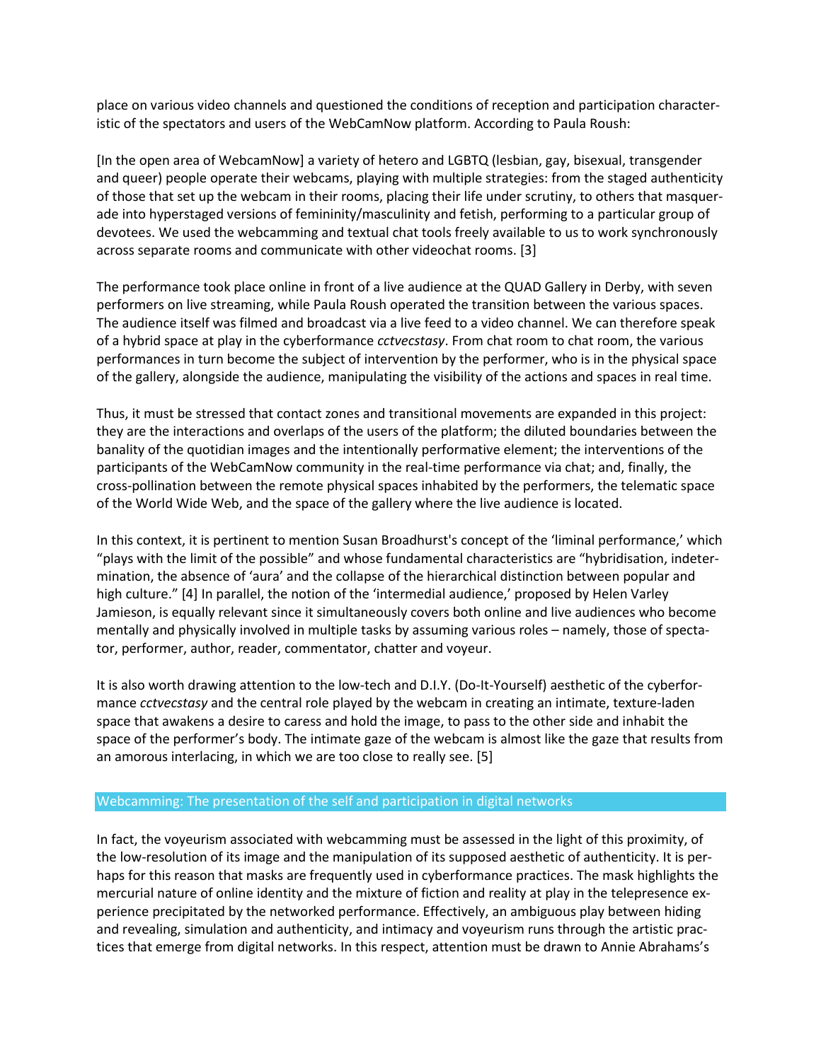place on various video channels and questioned the conditions of reception and participation characteristic of the spectators and users of the WebCamNow platform. According to Paula Roush:

[In the open area of WebcamNow] a variety of hetero and LGBTQ (lesbian, gay, bisexual, transgender and queer) people operate their webcams, playing with multiple strategies: from the staged authenticity of those that set up the webcam in their rooms, placing their life under scrutiny, to others that masquerade into hyperstaged versions of femininity/masculinity and fetish, performing to a particular group of devotees. We used the webcamming and textual chat tools freely available to us to work synchronously across separate rooms and communicate with other videochat rooms. [3]

The performance took place online in front of a live audience at the QUAD Gallery in Derby, with seven performers on live streaming, while Paula Roush operated the transition between the various spaces. The audience itself was filmed and broadcast via a live feed to a video channel. We can therefore speak of a hybrid space at play in the cyberformance *cctvecstasy*. From chat room to chat room, the various performances in turn become the subject of intervention by the performer, who is in the physical space of the gallery, alongside the audience, manipulating the visibility of the actions and spaces in real time.

Thus, it must be stressed that contact zones and transitional movements are expanded in this project: they are the interactions and overlaps of the users of the platform; the diluted boundaries between the banality of the quotidian images and the intentionally performative element; the interventions of the participants of the WebCamNow community in the real-time performance via chat; and, finally, the cross-pollination between the remote physical spaces inhabited by the performers, the telematic space of the World Wide Web, and the space of the gallery where the live audience is located.

In this context, it is pertinent to mention Susan Broadhurst's concept of the 'liminal performance,' which "plays with the limit of the possible" and whose fundamental characteristics are "hybridisation, indetermination, the absence of 'aura' and the collapse of the hierarchical distinction between popular and high culture." [4] In parallel, the notion of the 'intermedial audience,' proposed by Helen Varley Jamieson, is equally relevant since it simultaneously covers both online and live audiences who become mentally and physically involved in multiple tasks by assuming various roles – namely, those of spectator, performer, author, reader, commentator, chatter and voyeur.

It is also worth drawing attention to the low-tech and D.I.Y. (Do-It-Yourself) aesthetic of the cyberformance *cctvecstasy* and the central role played by the webcam in creating an intimate, texture-laden space that awakens a desire to caress and hold the image, to pass to the other side and inhabit the space of the performer's body. The intimate gaze of the webcam is almost like the gaze that results from an amorous interlacing, in which we are too close to really see. [5]

## Webcamming: The presentation of the self and participation in digital networks

In fact, the voyeurism associated with webcamming must be assessed in the light of this proximity, of the low-resolution of its image and the manipulation of its supposed aesthetic of authenticity. It is perhaps for this reason that masks are frequently used in cyberformance practices. The mask highlights the mercurial nature of online identity and the mixture of fiction and reality at play in the telepresence experience precipitated by the networked performance. Effectively, an ambiguous play between hiding and revealing, simulation and authenticity, and intimacy and voyeurism runs through the artistic practices that emerge from digital networks. In this respect, attention must be drawn to Annie Abrahams's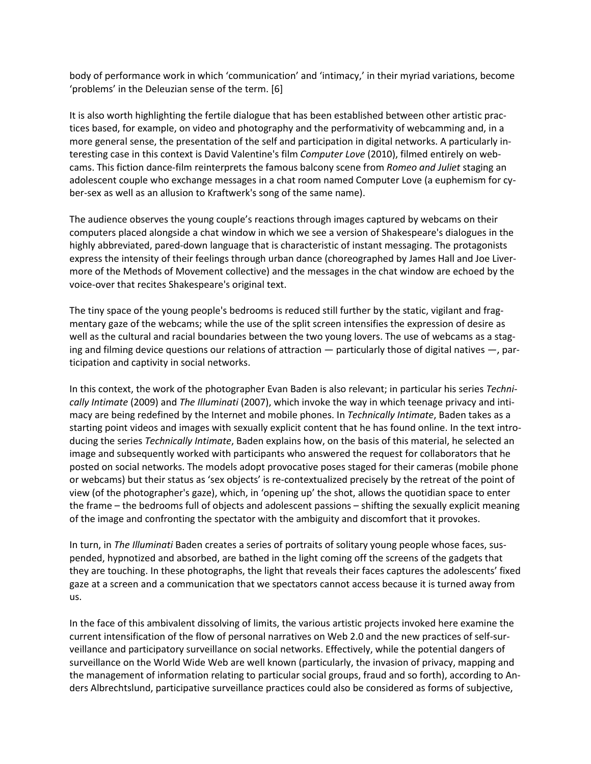body of performance work in which 'communication' and 'intimacy,' in their myriad variations, become 'problems' in the Deleuzian sense of the term. [6]

It is also worth highlighting the fertile dialogue that has been established between other artistic practices based, for example, on video and photography and the performativity of webcamming and, in a more general sense, the presentation of the self and participation in digital networks. A particularly interesting case in this context is David Valentine's film *Computer Love* (2010), filmed entirely on webcams. This fiction dance-film reinterprets the famous balcony scene from *Romeo and Juliet* staging an adolescent couple who exchange messages in a chat room named Computer Love (a euphemism for cyber-sex as well as an allusion to Kraftwerk's song of the same name).

The audience observes the young couple's reactions through images captured by webcams on their computers placed alongside a chat window in which we see a version of Shakespeare's dialogues in the highly abbreviated, pared-down language that is characteristic of instant messaging. The protagonists express the intensity of their feelings through urban dance (choreographed by James Hall and Joe Livermore of the Methods of Movement collective) and the messages in the chat window are echoed by the voice-over that recites Shakespeare's original text.

The tiny space of the young people's bedrooms is reduced still further by the static, vigilant and fragmentary gaze of the webcams; while the use of the split screen intensifies the expression of desire as well as the cultural and racial boundaries between the two young lovers. The use of webcams as a staging and filming device questions our relations of attraction — particularly those of digital natives —, participation and captivity in social networks.

In this context, the work of the photographer Evan Baden is also relevant; in particular his series *Technically Intimate* (2009) and *The Illuminati* (2007), which invoke the way in which teenage privacy and intimacy are being redefined by the Internet and mobile phones. In *Technically Intimate*, Baden takes as a starting point videos and images with sexually explicit content that he has found online. In the text introducing the series *Technically Intimate*, Baden explains how, on the basis of this material, he selected an image and subsequently worked with participants who answered the request for collaborators that he posted on social networks. The models adopt provocative poses staged for their cameras (mobile phone or webcams) but their status as 'sex objects' is re-contextualized precisely by the retreat of the point of view (of the photographer's gaze), which, in 'opening up' the shot, allows the quotidian space to enter the frame – the bedrooms full of objects and adolescent passions – shifting the sexually explicit meaning of the image and confronting the spectator with the ambiguity and discomfort that it provokes.

In turn, in *The Illuminati* Baden creates a series of portraits of solitary young people whose faces, suspended, hypnotized and absorbed, are bathed in the light coming off the screens of the gadgets that they are touching. In these photographs, the light that reveals their faces captures the adolescents' fixed gaze at a screen and a communication that we spectators cannot access because it is turned away from us.

In the face of this ambivalent dissolving of limits, the various artistic projects invoked here examine the current intensification of the flow of personal narratives on Web 2.0 and the new practices of self-surveillance and participatory surveillance on social networks. Effectively, while the potential dangers of surveillance on the World Wide Web are well known (particularly, the invasion of privacy, mapping and the management of information relating to particular social groups, fraud and so forth), according to Anders Albrechtslund, participative surveillance practices could also be considered as forms of subjective,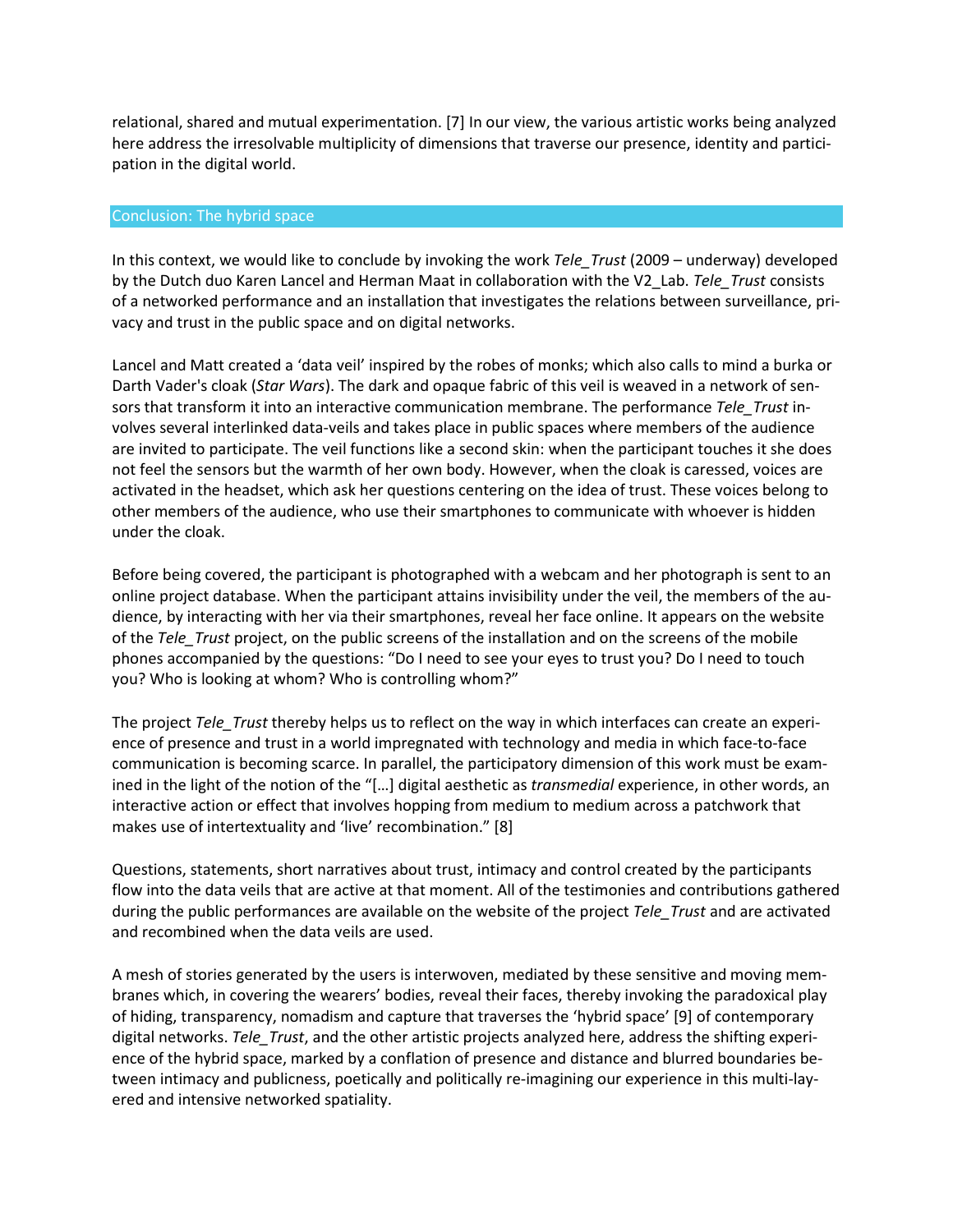relational, shared and mutual experimentation. [7] In our view, the various artistic works being analyzed here address the irresolvable multiplicity of dimensions that traverse our presence, identity and participation in the digital world.

## Conclusion: The hybrid space

In this context, we would like to conclude by invoking the work *Tele_Trust* (2009 – underway) developed by the Dutch duo Karen Lancel and Herman Maat in collaboration with the V2_Lab. *Tele_Trust* consists of a networked performance and an installation that investigates the relations between surveillance, privacy and trust in the public space and on digital networks.

Lancel and Matt created a 'data veil' inspired by the robes of monks; which also calls to mind a burka or Darth Vader's cloak (*Star Wars*). The dark and opaque fabric of this veil is weaved in a network of sensors that transform it into an interactive communication membrane. The performance *Tele_Trust* involves several interlinked data-veils and takes place in public spaces where members of the audience are invited to participate. The veil functions like a second skin: when the participant touches it she does not feel the sensors but the warmth of her own body. However, when the cloak is caressed, voices are activated in the headset, which ask her questions centering on the idea of trust. These voices belong to other members of the audience, who use their smartphones to communicate with whoever is hidden under the cloak.

Before being covered, the participant is photographed with a webcam and her photograph is sent to an online project database. When the participant attains invisibility under the veil, the members of the audience, by interacting with her via their smartphones, reveal her face online. It appears on the website of the *Tele_Trust* project, on the public screens of the installation and on the screens of the mobile phones accompanied by the questions: "Do I need to see your eyes to trust you? Do I need to touch you? Who is looking at whom? Who is controlling whom?"

The project *Tele_Trust* thereby helps us to reflect on the way in which interfaces can create an experience of presence and trust in a world impregnated with technology and media in which face-to-face communication is becoming scarce. In parallel, the participatory dimension of this work must be examined in the light of the notion of the "[…] digital aesthetic as *transmedial* experience, in other words, an interactive action or effect that involves hopping from medium to medium across a patchwork that makes use of intertextuality and 'live' recombination." [8]

Questions, statements, short narratives about trust, intimacy and control created by the participants flow into the data veils that are active at that moment. All of the testimonies and contributions gathered during the public performances are available on the website of the project *Tele_Trust* and are activated and recombined when the data veils are used.

A mesh of stories generated by the users is interwoven, mediated by these sensitive and moving membranes which, in covering the wearers' bodies, reveal their faces, thereby invoking the paradoxical play of hiding, transparency, nomadism and capture that traverses the 'hybrid space' [9] of contemporary digital networks. *Tele_Trust*, and the other artistic projects analyzed here, address the shifting experience of the hybrid space, marked by a conflation of presence and distance and blurred boundaries between intimacy and publicness, poetically and politically re-imagining our experience in this multi-layered and intensive networked spatiality.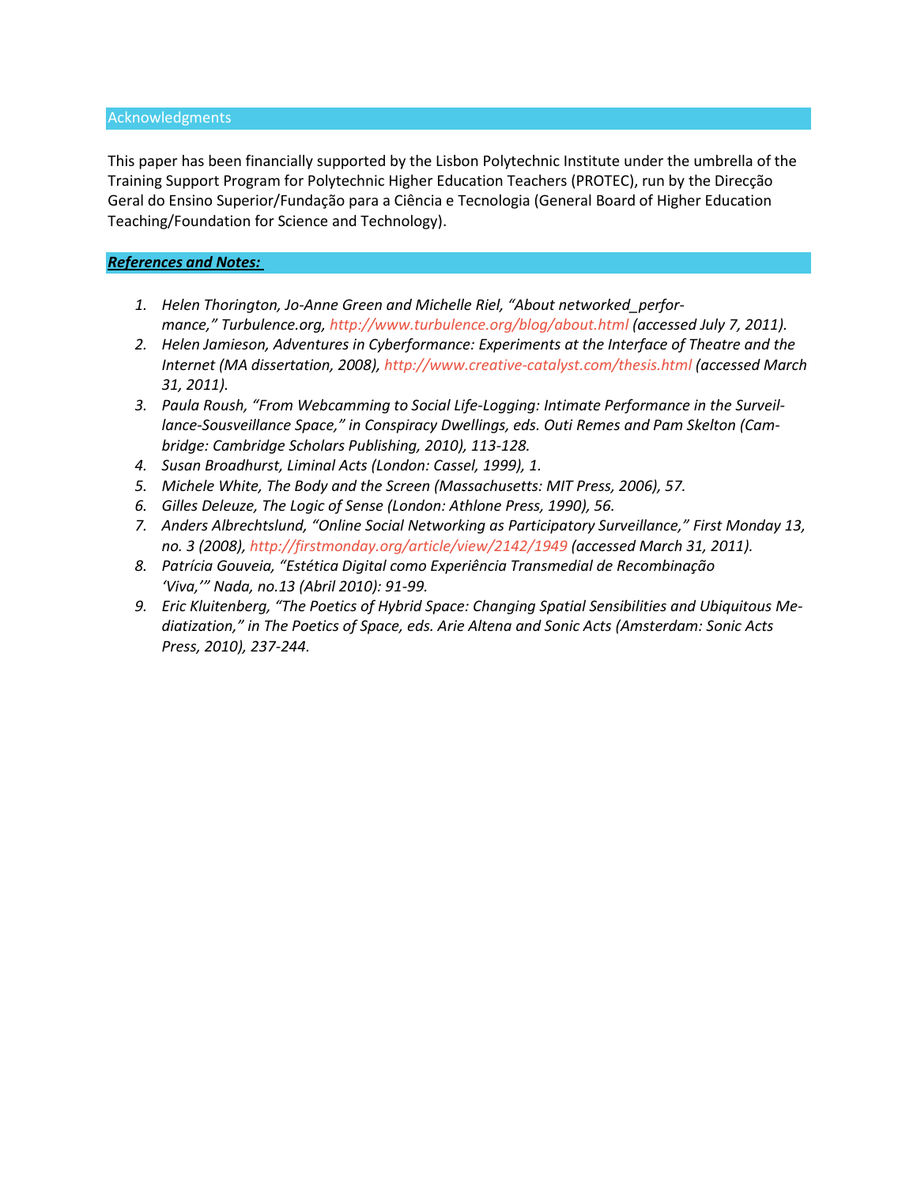## Acknowledgments

This paper has been financially supported by the Lisbon Polytechnic Institute under the umbrella of the Training Support Program for Polytechnic Higher Education Teachers (PROTEC), run by the Direcção Geral do Ensino Superior/Fundação para a Ciência e Tecnologia (General Board of Higher Education Teaching/Foundation for Science and Technology).

## ***References and Notes:***

1. *Helen Thorington, Jo-Anne Green and Michelle Riel, "About networked_performance," Turbulence.org, http://www.turbulence.org/blog/about.html (accessed July 7, 2011).*
2. *Helen Jamieson, Adventures in Cyberformance: Experiments at the Interface of Theatre and the Internet (MA dissertation, 2008), http://www.creative-catalyst.com/thesis.html (accessed March 31, 2011).*
3. *Paula Roush, "From Webcamming to Social Life-Logging: Intimate Performance in the Surveillance-Sousveillance Space," in Conspiracy Dwellings, eds. Outi Remes and Pam Skelton (Cambridge: Cambridge Scholars Publishing, 2010), 113-128.*
4. *Susan Broadhurst, Liminal Acts (London: Cassel, 1999), 1.*
5. *Michele White, The Body and the Screen (Massachusetts: MIT Press, 2006), 57.*
6. *Gilles Deleuze, The Logic of Sense (London: Athlone Press, 1990), 56.*
7. *Anders Albrechtslund, "Online Social Networking as Participatory Surveillance," First Monday 13, no. 3 (2008), http://firstmonday.org/article/view/2142/1949 (accessed March 31, 2011).*
8. *Patrícia Gouveia, "Estética Digital como Experiência Transmedial de Recombinação 'Viva,'" Nada, no.13 (Abril 2010): 91-99.*
9. *Eric Kluitenberg, "The Poetics of Hybrid Space: Changing Spatial Sensibilities and Ubiquitous Mediatization," in The Poetics of Space, eds. Arie Altena and Sonic Acts (Amsterdam: Sonic Acts Press, 2010), 237-244.*